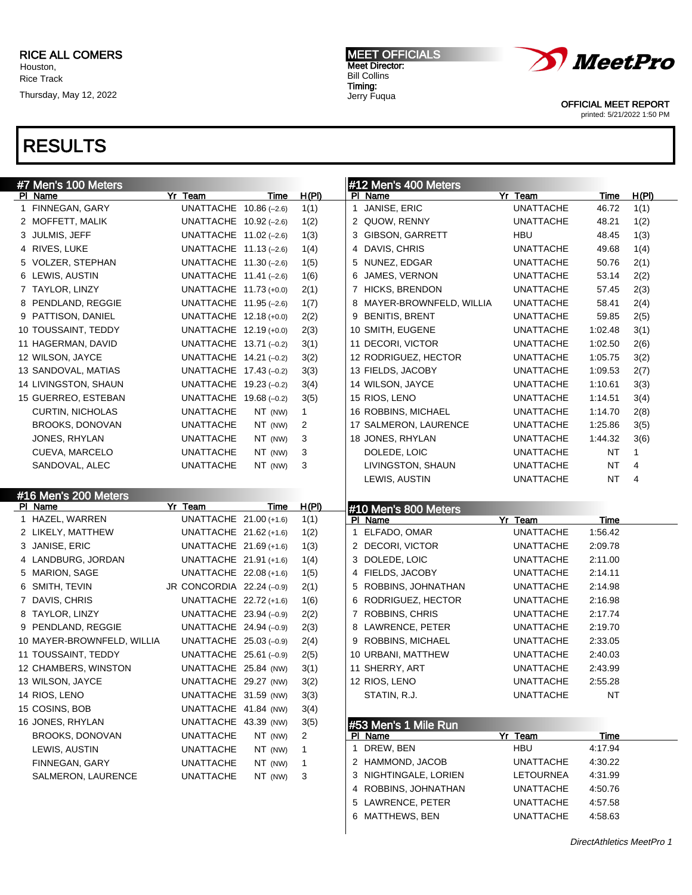RICE ALL COMERS
Houston,
Rice Track
Thursday, May 12, 2022

MEET OFFICIALS
Meet Director:
Bill Collins
Timing:
Jerry Fuqua

OFFICIAL MEET REPORT
printed: 5/21/2022 1:50 PM

# RESULTS

## #7 Men's 100 Meters

| Pl | Name | Yr | Team | Time | H(Pl) |
|---|---|---|---|---|---|
| 1 | FINNEGAN, GARY | | UNATTACHE | 10.86 (-2.6) | 1(1) |
| 2 | MOFFETT, MALIK | | UNATTACHE | 10.92 (-2.6) | 1(2) |
| 3 | JULMIS, JEFF | | UNATTACHE | 11.02 (-2.6) | 1(3) |
| 4 | RIVES, LUKE | | UNATTACHE | 11.13 (-2.6) | 1(4) |
| 5 | VOLZER, STEPHAN | | UNATTACHE | 11.30 (-2.6) | 1(5) |
| 6 | LEWIS, AUSTIN | | UNATTACHE | 11.41 (-2.6) | 1(6) |
| 7 | TAYLOR, LINZY | | UNATTACHE | 11.73 (+0.0) | 2(1) |
| 8 | PENDLAND, REGGIE | | UNATTACHE | 11.95 (-2.6) | 1(7) |
| 9 | PATTISON, DANIEL | | UNATTACHE | 12.18 (+0.0) | 2(2) |
| 10 | TOUSSAINT, TEDDY | | UNATTACHE | 12.19 (+0.0) | 2(3) |
| 11 | HAGERMAN, DAVID | | UNATTACHE | 13.71 (-0.2) | 3(1) |
| 12 | WILSON, JAYCE | | UNATTACHE | 14.21 (-0.2) | 3(2) |
| 13 | SANDOVAL, MATIAS | | UNATTACHE | 17.43 (-0.2) | 3(3) |
| 14 | LIVINGSTON, SHAUN | | UNATTACHE | 19.23 (-0.2) | 3(4) |
| 15 | GUERREO, ESTEBAN | | UNATTACHE | 19.68 (-0.2) | 3(5) |
| | CURTIN, NICHOLAS | | UNATTACHE | NT (NW) | 1 |
| | BROOKS, DONOVAN | | UNATTACHE | NT (NW) | 2 |
| | JONES, RHYLAN | | UNATTACHE | NT (NW) | 3 |
| | CUEVA, MARCELO | | UNATTACHE | NT (NW) | 3 |
| | SANDOVAL, ALEC | | UNATTACHE | NT (NW) | 3 |

## #16 Men's 200 Meters

| Pl | Name | Yr | Team | Time | H(Pl) |
|---|---|---|---|---|---|
| 1 | HAZEL, WARREN | | UNATTACHE | 21.00 (+1.6) | 1(1) |
| 2 | LIKELY, MATTHEW | | UNATTACHE | 21.62 (+1.6) | 1(2) |
| 3 | JANISE, ERIC | | UNATTACHE | 21.69 (+1.6) | 1(3) |
| 4 | LANDBURG, JORDAN | | UNATTACHE | 21.91 (+1.6) | 1(4) |
| 5 | MARION, SAGE | | UNATTACHE | 22.08 (+1.6) | 1(5) |
| 6 | SMITH, TEVIN | JR | CONCORDIA | 22.24 (-0.9) | 2(1) |
| 7 | DAVIS, CHRIS | | UNATTACHE | 22.72 (+1.6) | 1(6) |
| 8 | TAYLOR, LINZY | | UNATTACHE | 23.94 (-0.9) | 2(2) |
| 9 | PENDLAND, REGGIE | | UNATTACHE | 24.94 (-0.9) | 2(3) |
| 10 | MAYER-BROWNFELD, WILLIA | | UNATTACHE | 25.03 (-0.9) | 2(4) |
| 11 | TOUSSAINT, TEDDY | | UNATTACHE | 25.61 (-0.9) | 2(5) |
| 12 | CHAMBERS, WINSTON | | UNATTACHE | 25.84 (NW) | 3(1) |
| 13 | WILSON, JAYCE | | UNATTACHE | 29.27 (NW) | 3(2) |
| 14 | RIOS, LENO | | UNATTACHE | 31.59 (NW) | 3(3) |
| 15 | COSINS, BOB | | UNATTACHE | 41.84 (NW) | 3(4) |
| 16 | JONES, RHYLAN | | UNATTACHE | 43.39 (NW) | 3(5) |
| | BROOKS, DONOVAN | | UNATTACHE | NT (NW) | 2 |
| | LEWIS, AUSTIN | | UNATTACHE | NT (NW) | 1 |
| | FINNEGAN, GARY | | UNATTACHE | NT (NW) | 1 |
| | SALMERON, LAURENCE | | UNATTACHE | NT (NW) | 3 |

## #12 Men's 400 Meters

| Pl | Name | Yr | Team | Time | H(Pl) |
|---|---|---|---|---|---|
| 1 | JANISE, ERIC | | UNATTACHE | 46.72 | 1(1) |
| 2 | QUOW, RENNY | | UNATTACHE | 48.21 | 1(2) |
| 3 | GIBSON, GARRETT | | HBU | 48.45 | 1(3) |
| 4 | DAVIS, CHRIS | | UNATTACHE | 49.68 | 1(4) |
| 5 | NUNEZ, EDGAR | | UNATTACHE | 50.76 | 2(1) |
| 6 | JAMES, VERNON | | UNATTACHE | 53.14 | 2(2) |
| 7 | HICKS, BRENDON | | UNATTACHE | 57.45 | 2(3) |
| 8 | MAYER-BROWNFELD, WILLIA | | UNATTACHE | 58.41 | 2(4) |
| 9 | BENITIS, BRENT | | UNATTACHE | 59.85 | 2(5) |
| 10 | SMITH, EUGENE | | UNATTACHE | 1:02.48 | 3(1) |
| 11 | DECORI, VICTOR | | UNATTACHE | 1:02.50 | 2(6) |
| 12 | RODRIGUEZ, HECTOR | | UNATTACHE | 1:05.75 | 3(2) |
| 13 | FIELDS, JACOBY | | UNATTACHE | 1:09.53 | 2(7) |
| 14 | WILSON, JAYCE | | UNATTACHE | 1:10.61 | 3(3) |
| 15 | RIOS, LENO | | UNATTACHE | 1:14.51 | 3(4) |
| 16 | ROBBINS, MICHAEL | | UNATTACHE | 1:14.70 | 2(8) |
| 17 | SALMERON, LAURENCE | | UNATTACHE | 1:25.86 | 3(5) |
| 18 | JONES, RHYLAN | | UNATTACHE | 1:44.32 | 3(6) |
| | DOLEDE, LOIC | | UNATTACHE | NT | 1 |
| | LIVINGSTON, SHAUN | | UNATTACHE | NT | 4 |
| | LEWIS, AUSTIN | | UNATTACHE | NT | 4 |

## #10 Men's 800 Meters

| Pl | Name | Yr | Team | Time |
|---|---|---|---|---|
| 1 | ELFADO, OMAR | | UNATTACHE | 1:56.42 |
| 2 | DECORI, VICTOR | | UNATTACHE | 2:09.78 |
| 3 | DOLEDE, LOIC | | UNATTACHE | 2:11.00 |
| 4 | FIELDS, JACOBY | | UNATTACHE | 2:14.11 |
| 5 | ROBBINS, JOHNATHAN | | UNATTACHE | 2:14.98 |
| 6 | RODRIGUEZ, HECTOR | | UNATTACHE | 2:16.98 |
| 7 | ROBBINS, CHRIS | | UNATTACHE | 2:17.74 |
| 8 | LAWRENCE, PETER | | UNATTACHE | 2:19.70 |
| 9 | ROBBINS, MICHAEL | | UNATTACHE | 2:33.05 |
| 10 | URBANI, MATTHEW | | UNATTACHE | 2:40.03 |
| 11 | SHERRY, ART | | UNATTACHE | 2:43.99 |
| 12 | RIOS, LENO | | UNATTACHE | 2:55.28 |
| | STATIN, R.J. | | UNATTACHE | NT |

## #53 Men's 1 Mile Run

| Pl | Name | Yr | Team | Time |
|---|---|---|---|---|
| 1 | DREW, BEN | | HBU | 4:17.94 |
| 2 | HAMMOND, JACOB | | UNATTACHE | 4:30.22 |
| 3 | NIGHTINGALE, LORIEN | | LETOURNEA | 4:31.99 |
| 4 | ROBBINS, JOHNATHAN | | UNATTACHE | 4:50.76 |
| 5 | LAWRENCE, PETER | | UNATTACHE | 4:57.58 |
| 6 | MATTHEWS, BEN | | UNATTACHE | 4:58.63 |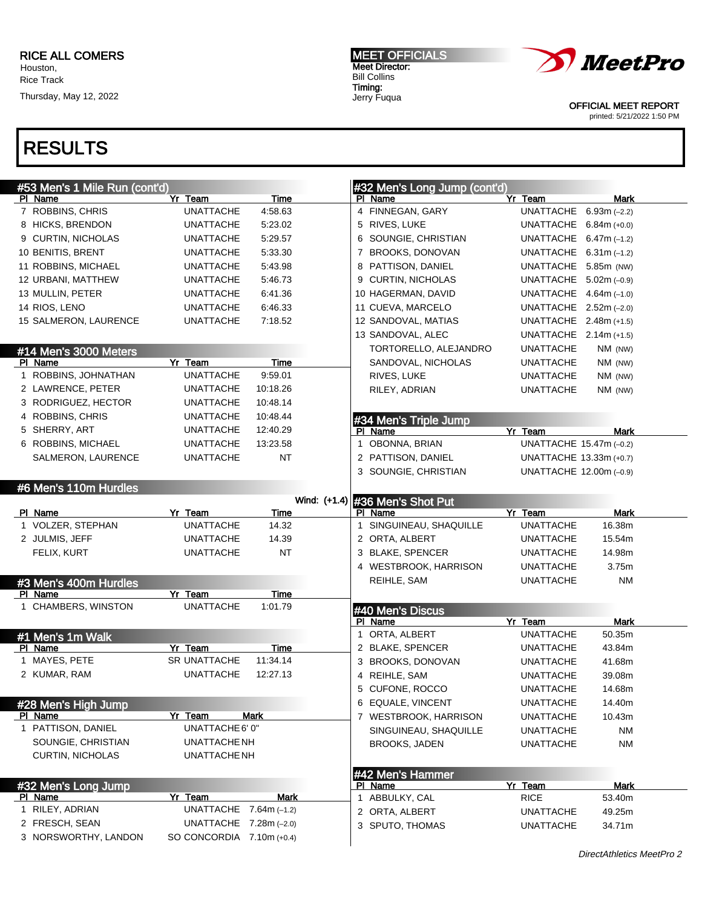RICE ALL COMERS
Houston,
Rice Track
Thursday, May 12, 2022

MEET OFFICIALS
Meet Director:
Bill Collins
Timing:
Jerry Fuqua

OFFICIAL MEET REPORT
printed: 5/21/2022 1:50 PM

# RESULTS

## #53 Men's 1 Mile Run (cont'd)

| Pl | Name | Yr | Team | Time |
|---|---|---|---|---|
| 7 | ROBBINS, CHRIS | | UNATTACHE | 4:58.63 |
| 8 | HICKS, BRENDON | | UNATTACHE | 5:23.02 |
| 9 | CURTIN, NICHOLAS | | UNATTACHE | 5:29.57 |
| 10 | BENITIS, BRENT | | UNATTACHE | 5:33.30 |
| 11 | ROBBINS, MICHAEL | | UNATTACHE | 5:43.98 |
| 12 | URBANI, MATTHEW | | UNATTACHE | 5:46.73 |
| 13 | MULLIN, PETER | | UNATTACHE | 6:41.36 |
| 14 | RIOS, LENO | | UNATTACHE | 6:46.33 |
| 15 | SALMERON, LAURENCE | | UNATTACHE | 7:18.52 |

## #14 Men's 3000 Meters

| Pl | Name | Yr | Team | Time |
|---|---|---|---|---|
| 1 | ROBBINS, JOHNATHAN | | UNATTACHE | 9:59.01 |
| 2 | LAWRENCE, PETER | | UNATTACHE | 10:18.26 |
| 3 | RODRIGUEZ, HECTOR | | UNATTACHE | 10:48.14 |
| 4 | ROBBINS, CHRIS | | UNATTACHE | 10:48.44 |
| 5 | SHERRY, ART | | UNATTACHE | 12:40.29 |
| 6 | ROBBINS, MICHAEL | | UNATTACHE | 13:23.58 |
| | SALMERON, LAURENCE | | UNATTACHE | NT |

## #6 Men's 110m Hurdles

Wind: (+1.4)

| Pl | Name | Yr | Team | Time |
|---|---|---|---|---|
| 1 | VOLZER, STEPHAN | | UNATTACHE | 14.32 |
| 2 | JULMIS, JEFF | | UNATTACHE | 14.39 |
| | FELIX, KURT | | UNATTACHE | NT |

## #3 Men's 400m Hurdles

| Pl | Name | Yr | Team | Time |
|---|---|---|---|---|
| 1 | CHAMBERS, WINSTON | | UNATTACHE | 1:01.79 |

## #1 Men's 1m Walk

| Pl | Name | Yr | Team | Time |
|---|---|---|---|---|
| 1 | MAYES, PETE | SR | UNATTACHE | 11:34.14 |
| 2 | KUMAR, RAM | | UNATTACHE | 12:27.13 |

## #28 Men's High Jump

| Pl | Name | Yr | Team | Mark |
|---|---|---|---|---|
| 1 | PATTISON, DANIEL | | UNATTACHE | 6' 0" |
| | SOUNGIE, CHRISTIAN | | UNATTACHE | NH |
| | CURTIN, NICHOLAS | | UNATTACHE | NH |

## #32 Men's Long Jump

| Pl | Name | Yr | Team | Mark |
|---|---|---|---|---|
| 1 | RILEY, ADRIAN | | UNATTACHE | 7.64m (–1.2) |
| 2 | FRESCH, SEAN | | UNATTACHE | 7.28m (–2.0) |
| 3 | NORSWORTHY, LANDON | SO | CONCORDIA | 7.10m (+0.4) |
| 4 | FINNEGAN, GARY | | UNATTACHE | 6.93m (–2.2) |
| 5 | RIVES, LUKE | | UNATTACHE | 6.84m (+0.0) |
| 6 | SOUGIE, CHRISTIAN | | UNATTACHE | 6.47m (–1.2) |
| 7 | BROOKS, DONOVAN | | UNATTACHE | 6.31m (–1.2) |
| 8 | PATTISON, DANIEL | | UNATTACHE | 5.85m (NW) |
| 9 | CURTIN, NICHOLAS | | UNATTACHE | 5.02m (–0.9) |
| 10 | HAGERMAN, DAVID | | UNATTACHE | 4.64m (–1.0) |
| 11 | CUEVA, MARCELO | | UNATTACHE | 2.52m (–2.0) |
| 12 | SANDOVAL, MATIAS | | UNATTACHE | 2.48m (+1.5) |
| 13 | SANDOVAL, ALEC | | UNATTACHE | 2.14m (+1.5) |
| | TORTORELLO, ALEJANDRO | | UNATTACHE | NM (NW) |
| | SANDOVAL, NICHOLAS | | UNATTACHE | NM (NW) |
| | RIVES, LUKE | | UNATTACHE | NM (NW) |
| | RILEY, ADRIAN | | UNATTACHE | NM (NW) |

## #34 Men's Triple Jump

| Pl | Name | Yr | Team | Mark |
|---|---|---|---|---|
| 1 | OBONNA, BRIAN | | UNATTACHE | 15.47m (–0.2) |
| 2 | PATTISON, DANIEL | | UNATTACHE | 13.33m (+0.7) |
| 3 | SOUNGIE, CHRISTIAN | | UNATTACHE | 12.00m (–0.9) |

## #36 Men's Shot Put

| Pl | Name | Yr | Team | Mark |
|---|---|---|---|---|
| 1 | SINGUINEAU, SHAQUILLE | | UNATTACHE | 16.38m |
| 2 | ORTA, ALBERT | | UNATTACHE | 15.54m |
| 3 | BLAKE, SPENCER | | UNATTACHE | 14.98m |
| 4 | WESTBROOK, HARRISON | | UNATTACHE | 3.75m |
| | REIHLE, SAM | | UNATTACHE | NM |

## #40 Men's Discus

| Pl | Name | Yr | Team | Mark |
|---|---|---|---|---|
| 1 | ORTA, ALBERT | | UNATTACHE | 50.35m |
| 2 | BLAKE, SPENCER | | UNATTACHE | 43.84m |
| 3 | BROOKS, DONOVAN | | UNATTACHE | 41.68m |
| 4 | REIHLE, SAM | | UNATTACHE | 39.08m |
| 5 | CUFONE, ROCCO | | UNATTACHE | 14.68m |
| 6 | EQUALE, VINCENT | | UNATTACHE | 14.40m |
| 7 | WESTBROOK, HARRISON | | UNATTACHE | 10.43m |
| | SINGUINEAU, SHAQUILLE | | UNATTACHE | NM |
| | BROOKS, JADEN | | UNATTACHE | NM |

## #42 Men's Hammer

| Pl | Name | Yr | Team | Mark |
|---|---|---|---|---|
| 1 | ABBULKY, CAL | | RICE | 53.40m |
| 2 | ORTA, ALBERT | | UNATTACHE | 49.25m |
| 3 | SPUTO, THOMAS | | UNATTACHE | 34.71m |

*DirectAthletics MeetPro 2*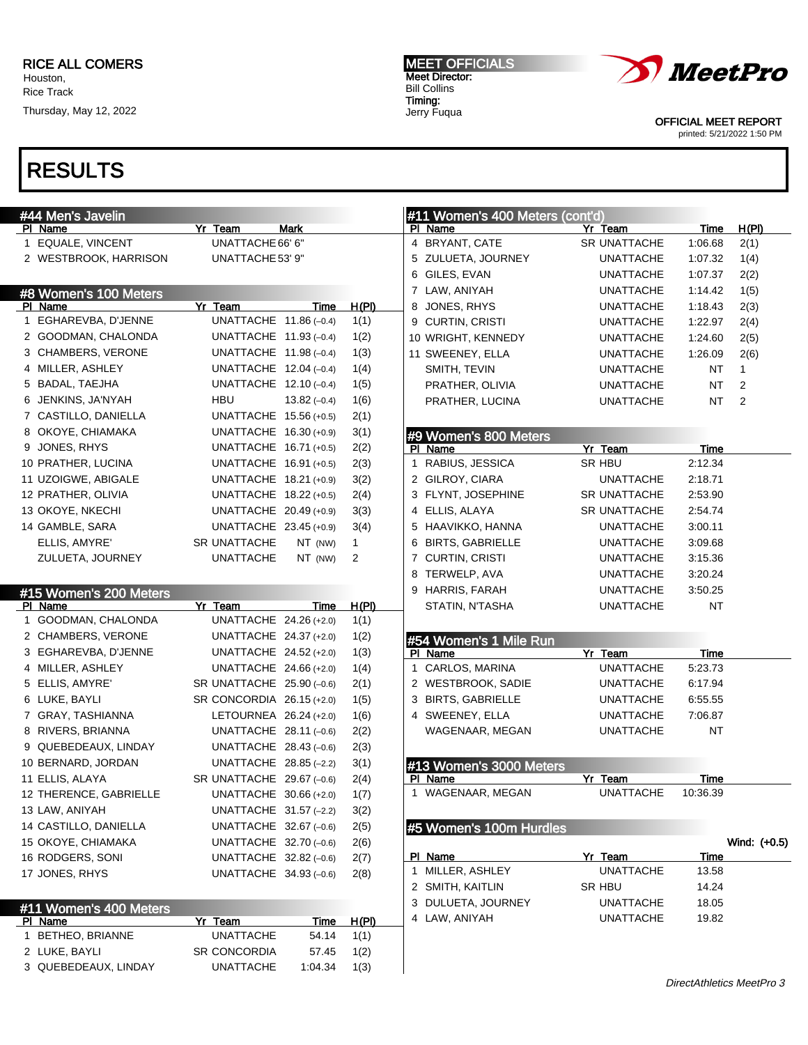RICE ALL COMERS
Houston,
Rice Track
Thursday, May 12, 2022

MEET OFFICIALS
Meet Director:
Bill Collins
Timing:
Jerry Fuqua

OFFICIAL MEET REPORT
printed: 5/21/2022 1:50 PM

# RESULTS

## #44 Men's Javelin

| Pl | Name | Yr | Team | Mark |
|---|---|---|---|---|
| 1 | EQUALE, VINCENT | | UNATTACHE | 66' 6" |
| 2 | WESTBROOK, HARRISON | | UNATTACHE | 53' 9" |

## #8 Women's 100 Meters

| Pl | Name | Yr | Team | Time | H(Pl) |
|---|---|---|---|---|---|
| 1 | EGHAREVBA, D'JENNE | | UNATTACHE | 11.86 (–0.4) | 1(1) |
| 2 | GOODMAN, CHALONDA | | UNATTACHE | 11.93 (–0.4) | 1(2) |
| 3 | CHAMBERS, VERONE | | UNATTACHE | 11.98 (–0.4) | 1(3) |
| 4 | MILLER, ASHLEY | | UNATTACHE | 12.04 (–0.4) | 1(4) |
| 5 | BADAL, TAEJHA | | UNATTACHE | 12.10 (–0.4) | 1(5) |
| 6 | JENKINS, JA'NYAH | | HBU | 13.82 (–0.4) | 1(6) |
| 7 | CASTILLO, DANIELLA | | UNATTACHE | 15.56 (+0.5) | 2(1) |
| 8 | OKOYE, CHIAMAKA | | UNATTACHE | 16.30 (+0.9) | 3(1) |
| 9 | JONES, RHYS | | UNATTACHE | 16.71 (+0.5) | 2(2) |
| 10 | PRATHER, LUCINA | | UNATTACHE | 16.91 (+0.5) | 2(3) |
| 11 | UZOIGWE, ABIGALE | | UNATTACHE | 18.21 (+0.9) | 3(2) |
| 12 | PRATHER, OLIVIA | | UNATTACHE | 18.22 (+0.5) | 2(4) |
| 13 | OKOYE, NKECHI | | UNATTACHE | 20.49 (+0.9) | 3(3) |
| 14 | GAMBLE, SARA | | UNATTACHE | 23.45 (+0.9) | 3(4) |
| | ELLIS, AMYRE' | SR | UNATTACHE | NT (NW) | 1 |
| | ZULUETA, JOURNEY | | UNATTACHE | NT (NW) | 2 |

## #15 Women's 200 Meters

| Pl | Name | Yr | Team | Time | H(Pl) |
|---|---|---|---|---|---|
| 1 | GOODMAN, CHALONDA | | UNATTACHE | 24.26 (+2.0) | 1(1) |
| 2 | CHAMBERS, VERONE | | UNATTACHE | 24.37 (+2.0) | 1(2) |
| 3 | EGHAREVBA, D'JENNE | | UNATTACHE | 24.52 (+2.0) | 1(3) |
| 4 | MILLER, ASHLEY | | UNATTACHE | 24.66 (+2.0) | 1(4) |
| 5 | ELLIS, AMYRE' | SR | UNATTACHE | 25.90 (–0.6) | 2(1) |
| 6 | LUKE, BAYLI | SR | CONCORDIA | 26.15 (+2.0) | 1(5) |
| 7 | GRAY, TASHIANNA | | LETOURNEA | 26.24 (+2.0) | 1(6) |
| 8 | RIVERS, BRIANNA | | UNATTACHE | 28.11 (–0.6) | 2(2) |
| 9 | QUEBEDEAUX, LINDAY | | UNATTACHE | 28.43 (–0.6) | 2(3) |
| 10 | BERNARD, JORDAN | | UNATTACHE | 28.85 (–2.2) | 3(1) |
| 11 | ELLIS, ALAYA | SR | UNATTACHE | 29.67 (–0.6) | 2(4) |
| 12 | THERENCE, GABRIELLE | | UNATTACHE | 30.66 (+2.0) | 1(7) |
| 13 | LAW, ANIYAH | | UNATTACHE | 31.57 (–2.2) | 3(2) |
| 14 | CASTILLO, DANIELLA | | UNATTACHE | 32.67 (–0.6) | 2(5) |
| 15 | OKOYE, CHIAMAKA | | UNATTACHE | 32.70 (–0.6) | 2(6) |
| 16 | RODGERS, SONI | | UNATTACHE | 32.82 (–0.6) | 2(7) |
| 17 | JONES, RHYS | | UNATTACHE | 34.93 (–0.6) | 2(8) |

## #11 Women's 400 Meters

| Pl | Name | Yr | Team | Time | H(Pl) |
|---|---|---|---|---|---|
| 1 | BETHEO, BRIANNE | | UNATTACHE | 54.14 | 1(1) |
| 2 | LUKE, BAYLI | SR | CONCORDIA | 57.45 | 1(2) |
| 3 | QUEBEDEAUX, LINDAY | | UNATTACHE | 1:04.34 | 1(3) |
| 4 | BRYANT, CATE | SR | UNATTACHE | 1:06.68 | 2(1) |
| 5 | ZULUETA, JOURNEY | | UNATTACHE | 1:07.32 | 1(4) |
| 6 | GILES, EVAN | | UNATTACHE | 1:07.37 | 2(2) |
| 7 | LAW, ANIYAH | | UNATTACHE | 1:14.42 | 1(5) |
| 8 | JONES, RHYS | | UNATTACHE | 1:18.43 | 2(3) |
| 9 | CURTIN, CRISTI | | UNATTACHE | 1:22.97 | 2(4) |
| 10 | WRIGHT, KENNEDY | | UNATTACHE | 1:24.60 | 2(5) |
| 11 | SWEENEY, ELLA | | UNATTACHE | 1:26.09 | 2(6) |
| | SMITH, TEVIN | | UNATTACHE | NT | 1 |
| | PRATHER, OLIVIA | | UNATTACHE | NT | 2 |
| | PRATHER, LUCINA | | UNATTACHE | NT | 2 |

## #9 Women's 800 Meters

| Pl | Name | Yr | Team | Time |
|---|---|---|---|---|
| 1 | RABIUS, JESSICA | SR | HBU | 2:12.34 |
| 2 | GILROY, CIARA | | UNATTACHE | 2:18.71 |
| 3 | FLYNT, JOSEPHINE | SR | UNATTACHE | 2:53.90 |
| 4 | ELLIS, ALAYA | SR | UNATTACHE | 2:54.74 |
| 5 | HAAVIKKO, HANNA | | UNATTACHE | 3:00.11 |
| 6 | BIRTS, GABRIELLE | | UNATTACHE | 3:09.68 |
| 7 | CURTIN, CRISTI | | UNATTACHE | 3:15.36 |
| 8 | TERWELP, AVA | | UNATTACHE | 3:20.24 |
| 9 | HARRIS, FARAH | | UNATTACHE | 3:50.25 |
| | STATIN, N'TASHA | | UNATTACHE | NT |

## #54 Women's 1 Mile Run

| Pl | Name | Yr | Team | Time |
|---|---|---|---|---|
| 1 | CARLOS, MARINA | | UNATTACHE | 5:23.73 |
| 2 | WESTBROOK, SADIE | | UNATTACHE | 6:17.94 |
| 3 | BIRTS, GABRIELLE | | UNATTACHE | 6:55.55 |
| 4 | SWEENEY, ELLA | | UNATTACHE | 7:06.87 |
| | WAGENAAR, MEGAN | | UNATTACHE | NT |

## #13 Women's 3000 Meters

| Pl | Name | Yr | Team | Time |
|---|---|---|---|---|
| 1 | WAGENAAR, MEGAN | | UNATTACHE | 10:36.39 |

## #5 Women's 100m Hurdles

Wind: (+0.5)

| Pl | Name | Yr | Team | Time |
|---|---|---|---|---|
| 1 | MILLER, ASHLEY | | UNATTACHE | 13.58 |
| 2 | SMITH, KAITLIN | SR | HBU | 14.24 |
| 3 | DULUETA, JOURNEY | | UNATTACHE | 18.05 |
| 4 | LAW, ANIYAH | | UNATTACHE | 19.82 |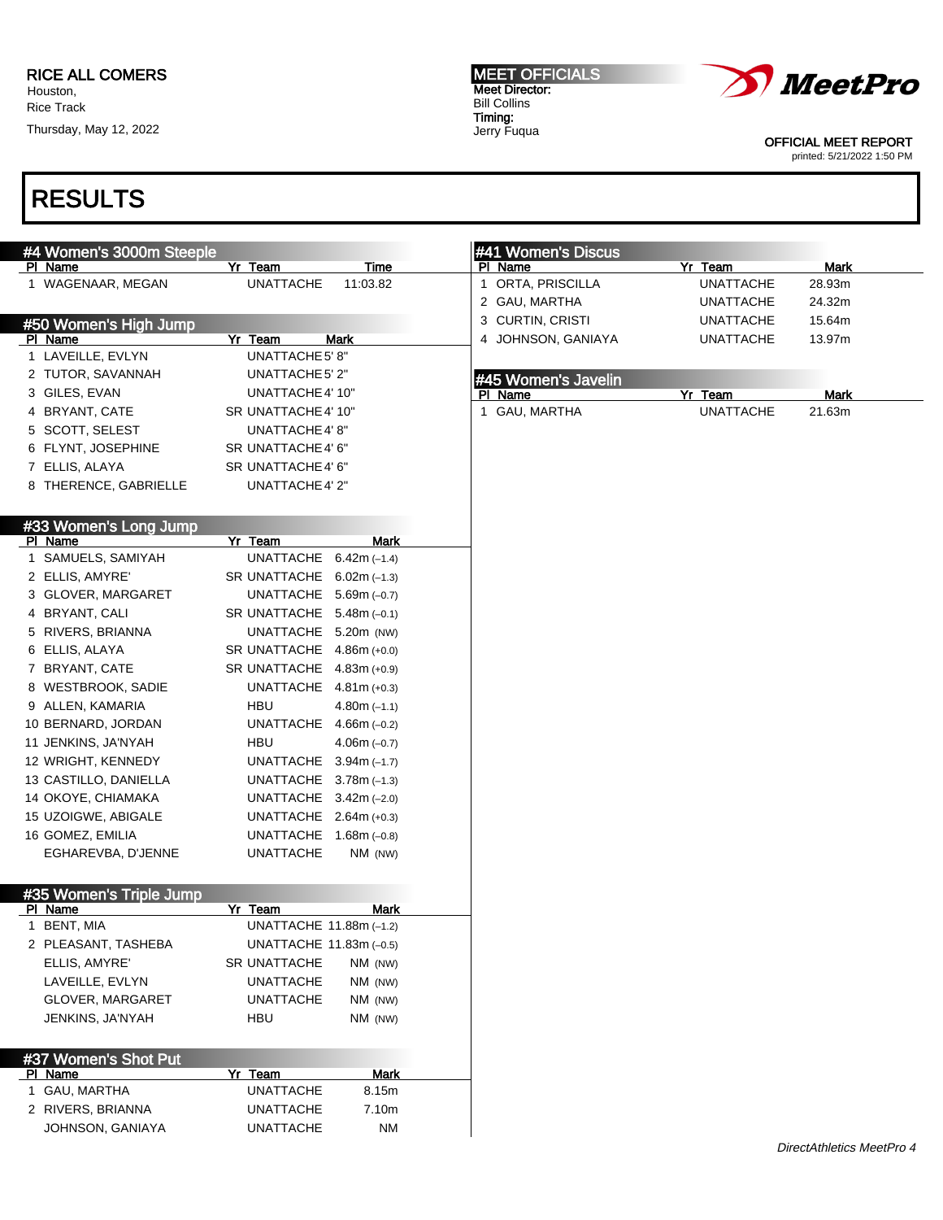RICE ALL COMERS
Houston,
Rice Track
Thursday, May 12, 2022

MEET OFFICIALS
Meet Director:
Bill Collins
Timing:
Jerry Fuqua

OFFICIAL MEET REPORT
printed: 5/21/2022 1:50 PM

# RESULTS

## #4 Women's 3000m Steeple

| Pl | Name | Yr | Team | Time |
|---|---|---|---|---|
| 1 | WAGENAAR, MEGAN | | UNATTACHE | 11:03.82 |

## #50 Women's High Jump

| Pl | Name | Yr | Team | Mark |
|---|---|---|---|---|
| 1 | LAVEILLE, EVLYN | | UNATTACHE | 5' 8" |
| 2 | TUTOR, SAVANNAH | | UNATTACHE | 5' 2" |
| 3 | GILES, EVAN | | UNATTACHE | 4' 10" |
| 4 | BRYANT, CATE | SR | UNATTACHE | 4' 10" |
| 5 | SCOTT, SELEST | | UNATTACHE | 4' 8" |
| 6 | FLYNT, JOSEPHINE | SR | UNATTACHE | 4' 6" |
| 7 | ELLIS, ALAYA | SR | UNATTACHE | 4' 6" |
| 8 | THERENCE, GABRIELLE | | UNATTACHE | 4' 2" |

## #33 Women's Long Jump

| Pl | Name | Yr | Team | Mark |
|---|---|---|---|---|
| 1 | SAMUELS, SAMIYAH | | UNATTACHE | 6.42m (–1.4) |
| 2 | ELLIS, AMYRE' | SR | UNATTACHE | 6.02m (–1.3) |
| 3 | GLOVER, MARGARET | | UNATTACHE | 5.69m (–0.7) |
| 4 | BRYANT, CALI | SR | UNATTACHE | 5.48m (–0.1) |
| 5 | RIVERS, BRIANNA | | UNATTACHE | 5.20m (NW) |
| 6 | ELLIS, ALAYA | SR | UNATTACHE | 4.86m (+0.0) |
| 7 | BRYANT, CATE | SR | UNATTACHE | 4.83m (+0.9) |
| 8 | WESTBROOK, SADIE | | UNATTACHE | 4.81m (+0.3) |
| 9 | ALLEN, KAMARIA | | HBU | 4.80m (–1.1) |
| 10 | BERNARD, JORDAN | | UNATTACHE | 4.66m (–0.2) |
| 11 | JENKINS, JA'NYAH | | HBU | 4.06m (–0.7) |
| 12 | WRIGHT, KENNEDY | | UNATTACHE | 3.94m (–1.7) |
| 13 | CASTILLO, DANIELLA | | UNATTACHE | 3.78m (–1.3) |
| 14 | OKOYE, CHIAMAKA | | UNATTACHE | 3.42m (–2.0) |
| 15 | UZOIGWE, ABIGALE | | UNATTACHE | 2.64m (+0.3) |
| 16 | GOMEZ, EMILIA | | UNATTACHE | 1.68m (–0.8) |
| | EGHAREVBA, D'JENNE | | UNATTACHE | NM (NW) |

## #35 Women's Triple Jump

| Pl | Name | Yr | Team | Mark |
|---|---|---|---|---|
| 1 | BENT, MIA | | UNATTACHE | 11.88m (–1.2) |
| 2 | PLEASANT, TASHEBA | | UNATTACHE | 11.83m (–0.5) |
| | ELLIS, AMYRE' | SR | UNATTACHE | NM (NW) |
| | LAVEILLE, EVLYN | | UNATTACHE | NM (NW) |
| | GLOVER, MARGARET | | UNATTACHE | NM (NW) |
| | JENKINS, JA'NYAH | | HBU | NM (NW) |

## #37 Women's Shot Put

| Pl | Name | Yr | Team | Mark |
|---|---|---|---|---|
| 1 | GAU, MARTHA | | UNATTACHE | 8.15m |
| 2 | RIVERS, BRIANNA | | UNATTACHE | 7.10m |
| | JOHNSON, GANIAYA | | UNATTACHE | NM |

## #41 Women's Discus

| Pl | Name | Yr | Team | Mark |
|---|---|---|---|---|
| 1 | ORTA, PRISCILLA | | UNATTACHE | 28.93m |
| 2 | GAU, MARTHA | | UNATTACHE | 24.32m |
| 3 | CURTIN, CRISTI | | UNATTACHE | 15.64m |
| 4 | JOHNSON, GANIAYA | | UNATTACHE | 13.97m |

## #45 Women's Javelin

| Pl | Name | Yr | Team | Mark |
|---|---|---|---|---|
| 1 | GAU, MARTHA | | UNATTACHE | 21.63m |

*DirectAthletics MeetPro 4*